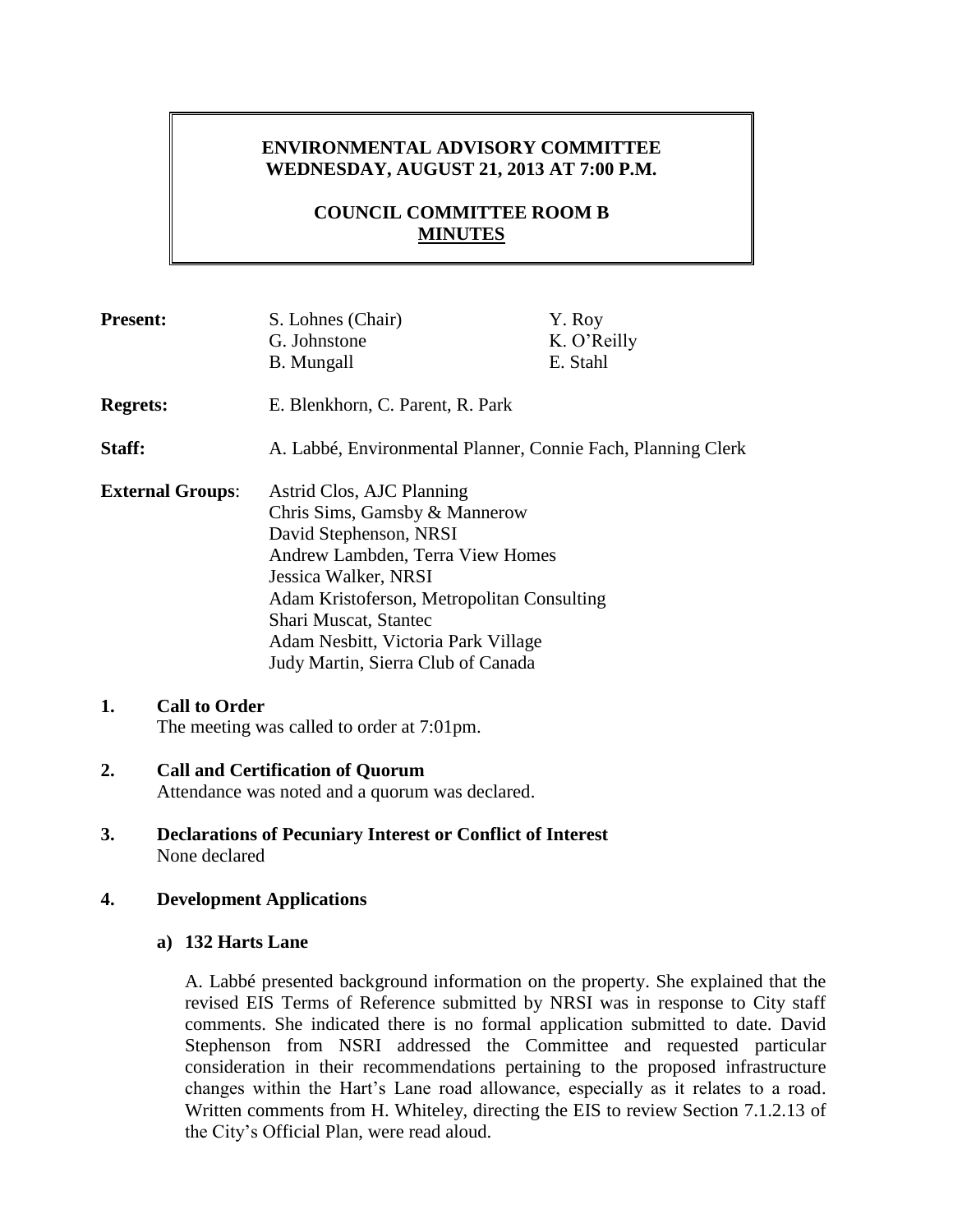# ENVIRONMENTAL ADVISORY COMMITTEE
## WEDNESDAY, AUGUST 21, 2013 AT 7:00 P.M.

## COUNCIL COMMITTEE ROOM B
## MINUTES

**Present:** S. Lohnes (Chair), G. Johnstone, B. Mungall, Y. Roy, K. O'Reilly, E. Stahl

**Regrets:** E. Blenkhorn, C. Parent, R. Park

**Staff:** A. Labbé, Environmental Planner, Connie Fach, Planning Clerk

**External Groups:**
Astrid Clos, AJC Planning
Chris Sims, Gamsby & Mannerow
David Stephenson, NRSI
Andrew Lambden, Terra View Homes
Jessica Walker, NRSI
Adam Kristoferson, Metropolitan Consulting
Shari Muscat, Stantec
Adam Nesbitt, Victoria Park Village
Judy Martin, Sierra Club of Canada

**1. Call to Order**

The meeting was called to order at 7:01pm.

**2. Call and Certification of Quorum**

Attendance was noted and a quorum was declared.

**3. Declarations of Pecuniary Interest or Conflict of Interest**

None declared

**4. Development Applications**

**a) 132 Harts Lane**

A. Labbé presented background information on the property. She explained that the revised EIS Terms of Reference submitted by NRSI was in response to City staff comments. She indicated there is no formal application submitted to date. David Stephenson from NSRI addressed the Committee and requested particular consideration in their recommendations pertaining to the proposed infrastructure changes within the Hart's Lane road allowance, especially as it relates to a road. Written comments from H. Whiteley, directing the EIS to review Section 7.1.2.13 of the City's Official Plan, were read aloud.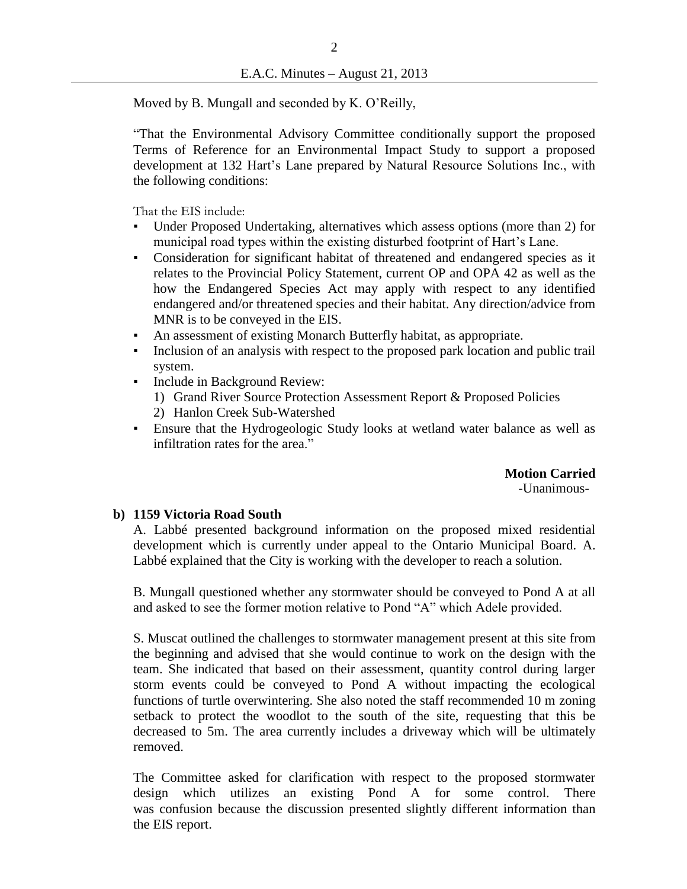Moved by B. Mungall and seconded by K. O'Reilly,

"That the Environmental Advisory Committee conditionally support the proposed Terms of Reference for an Environmental Impact Study to support a proposed development at 132 Hart's Lane prepared by Natural Resource Solutions Inc., with the following conditions:

That the EIS include:

- Under Proposed Undertaking, alternatives which assess options (more than 2) for municipal road types within the existing disturbed footprint of Hart's Lane.
- Consideration for significant habitat of threatened and endangered species as it relates to the Provincial Policy Statement, current OP and OPA 42 as well as the how the Endangered Species Act may apply with respect to any identified endangered and/or threatened species and their habitat. Any direction/advice from MNR is to be conveyed in the EIS.
- An assessment of existing Monarch Butterfly habitat, as appropriate.
- Inclusion of an analysis with respect to the proposed park location and public trail system.
- Include in Background Review:
  1) Grand River Source Protection Assessment Report & Proposed Policies
  2) Hanlon Creek Sub-Watershed
- Ensure that the Hydrogeologic Study looks at wetland water balance as well as infiltration rates for the area."

**Motion Carried**
-Unanimous-

**b) 1159 Victoria Road South**

A. Labbé presented background information on the proposed mixed residential development which is currently under appeal to the Ontario Municipal Board. A. Labbé explained that the City is working with the developer to reach a solution.

B. Mungall questioned whether any stormwater should be conveyed to Pond A at all and asked to see the former motion relative to Pond "A" which Adele provided.

S. Muscat outlined the challenges to stormwater management present at this site from the beginning and advised that she would continue to work on the design with the team. She indicated that based on their assessment, quantity control during larger storm events could be conveyed to Pond A without impacting the ecological functions of turtle overwintering. She also noted the staff recommended 10 m zoning setback to protect the woodlot to the south of the site, requesting that this be decreased to 5m. The area currently includes a driveway which will be ultimately removed.

The Committee asked for clarification with respect to the proposed stormwater design which utilizes an existing Pond A for some control. There was confusion because the discussion presented slightly different information than the EIS report.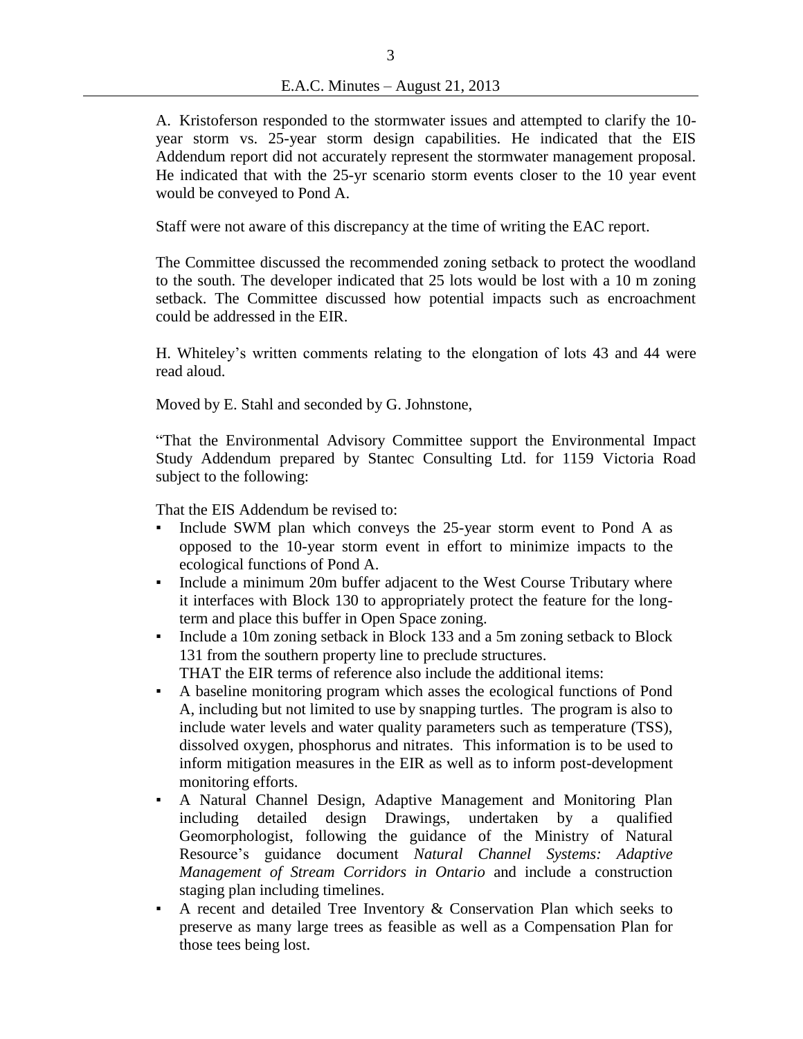A. Kristoferson responded to the stormwater issues and attempted to clarify the 10-year storm vs. 25-year storm design capabilities. He indicated that the EIS Addendum report did not accurately represent the stormwater management proposal. He indicated that with the 25-yr scenario storm events closer to the 10 year event would be conveyed to Pond A.

Staff were not aware of this discrepancy at the time of writing the EAC report.

The Committee discussed the recommended zoning setback to protect the woodland to the south. The developer indicated that 25 lots would be lost with a 10 m zoning setback. The Committee discussed how potential impacts such as encroachment could be addressed in the EIR.

H. Whiteley's written comments relating to the elongation of lots 43 and 44 were read aloud.

Moved by E. Stahl and seconded by G. Johnstone,

"That the Environmental Advisory Committee support the Environmental Impact Study Addendum prepared by Stantec Consulting Ltd. for 1159 Victoria Road subject to the following:

That the EIS Addendum be revised to:

- Include SWM plan which conveys the 25-year storm event to Pond A as opposed to the 10-year storm event in effort to minimize impacts to the ecological functions of Pond A.
- Include a minimum 20m buffer adjacent to the West Course Tributary where it interfaces with Block 130 to appropriately protect the feature for the long-term and place this buffer in Open Space zoning.
- Include a 10m zoning setback in Block 133 and a 5m zoning setback to Block 131 from the southern property line to preclude structures.

THAT the EIR terms of reference also include the additional items:

- A baseline monitoring program which asses the ecological functions of Pond A, including but not limited to use by snapping turtles. The program is also to include water levels and water quality parameters such as temperature (TSS), dissolved oxygen, phosphorus and nitrates. This information is to be used to inform mitigation measures in the EIR as well as to inform post-development monitoring efforts.
- A Natural Channel Design, Adaptive Management and Monitoring Plan including detailed design Drawings, undertaken by a qualified Geomorphologist, following the guidance of the Ministry of Natural Resource's guidance document *Natural Channel Systems: Adaptive Management of Stream Corridors in Ontario* and include a construction staging plan including timelines.
- A recent and detailed Tree Inventory & Conservation Plan which seeks to preserve as many large trees as feasible as well as a Compensation Plan for those tees being lost.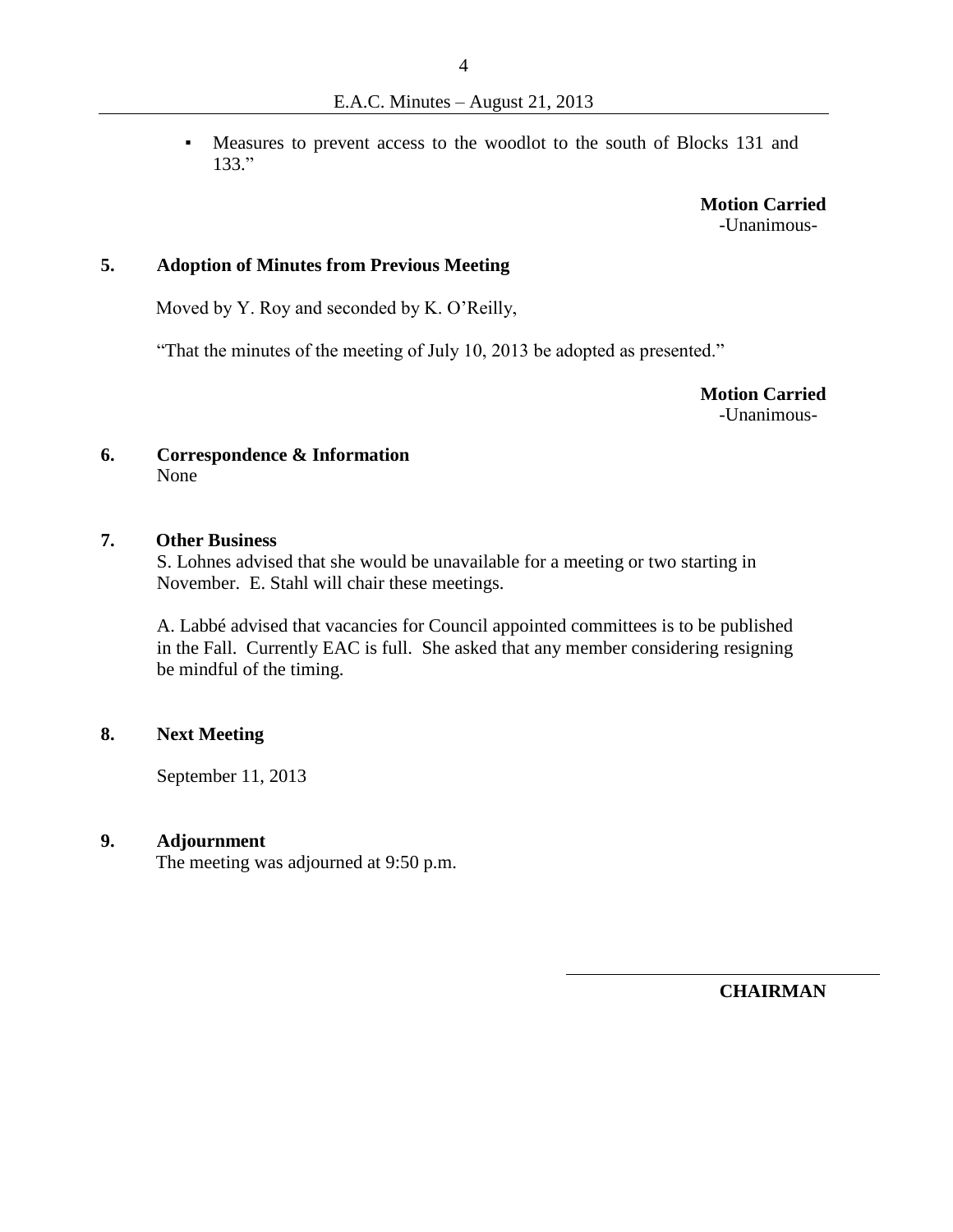- Measures to prevent access to the woodlot to the south of Blocks 131 and 133."

**Motion Carried**
-Unanimous-

## 5. Adoption of Minutes from Previous Meeting

Moved by Y. Roy and seconded by K. O'Reilly,

"That the minutes of the meeting of July 10, 2013 be adopted as presented."

**Motion Carried**
-Unanimous-

## 6. Correspondence & Information

None

## 7. Other Business

S. Lohnes advised that she would be unavailable for a meeting or two starting in November. E. Stahl will chair these meetings.

A. Labbé advised that vacancies for Council appointed committees is to be published in the Fall. Currently EAC is full. She asked that any member considering resigning be mindful of the timing.

## 8. Next Meeting

September 11, 2013

## 9. Adjournment

The meeting was adjourned at 9:50 p.m.

**CHAIRMAN**